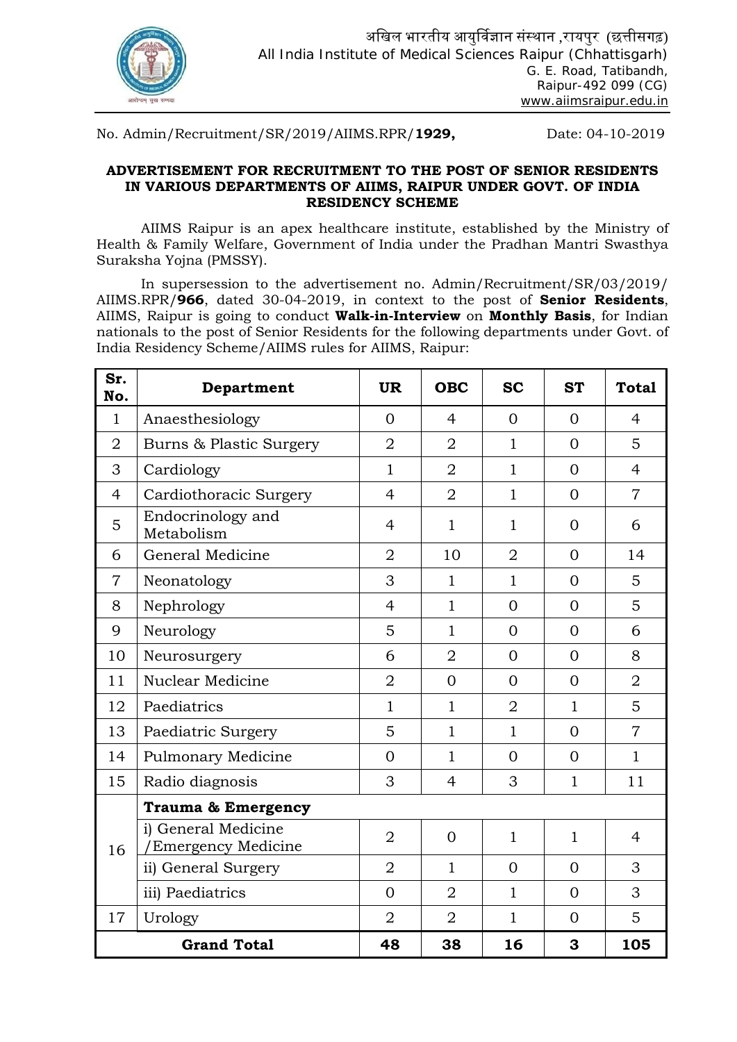अखिल भारतीय आयुर्विज्ञान संस्थान ,रायपुर (छत्तीसगढ़)
All India Institute of Medical Sciences Raipur (Chhattisgarh)
G. E. Road, Tatibandh,
Raipur-492 099 (CG)
www.aiimsraipur.edu.in

No. Admin/Recruitment/SR/2019/AIIMS.RPR/**1929,** Date: 04-10-2019

**ADVERTISEMENT FOR RECRUITMENT TO THE POST OF SENIOR RESIDENTS IN VARIOUS DEPARTMENTS OF AIIMS, RAIPUR UNDER GOVT. OF INDIA RESIDENCY SCHEME**

AIIMS Raipur is an apex healthcare institute, established by the Ministry of Health & Family Welfare, Government of India under the Pradhan Mantri Swasthya Suraksha Yojna (PMSSY).

In supersession to the advertisement no. Admin/Recruitment/SR/03/2019/ AIIMS.RPR/**966**, dated 30-04-2019, in context to the post of **Senior Residents**, AIIMS, Raipur is going to conduct **Walk-in-Interview** on **Monthly Basis**, for Indian nationals to the post of Senior Residents for the following departments under Govt. of India Residency Scheme/AIIMS rules for AIIMS, Raipur:

| Sr. No. | Department | UR | OBC | SC | ST | Total |
|---|---|---|---|---|---|---|
| 1 | Anaesthesiology | 0 | 4 | 0 | 0 | 4 |
| 2 | Burns & Plastic Surgery | 2 | 2 | 1 | 0 | 5 |
| 3 | Cardiology | 1 | 2 | 1 | 0 | 4 |
| 4 | Cardiothoracic Surgery | 4 | 2 | 1 | 0 | 7 |
| 5 | Endocrinology and Metabolism | 4 | 1 | 1 | 0 | 6 |
| 6 | General Medicine | 2 | 10 | 2 | 0 | 14 |
| 7 | Neonatology | 3 | 1 | 1 | 0 | 5 |
| 8 | Nephrology | 4 | 1 | 0 | 0 | 5 |
| 9 | Neurology | 5 | 1 | 0 | 0 | 6 |
| 10 | Neurosurgery | 6 | 2 | 0 | 0 | 8 |
| 11 | Nuclear Medicine | 2 | 0 | 0 | 0 | 2 |
| 12 | Paediatrics | 1 | 1 | 2 | 1 | 5 |
| 13 | Paediatric Surgery | 5 | 1 | 1 | 0 | 7 |
| 14 | Pulmonary Medicine | 0 | 1 | 0 | 0 | 1 |
| 15 | Radio diagnosis | 3 | 4 | 3 | 1 | 11 |
| 16 | **Trauma & Emergency** | | | | | |
| | i) General Medicine /Emergency Medicine | 2 | 0 | 1 | 1 | 4 |
| | ii) General Surgery | 2 | 1 | 0 | 0 | 3 |
| | iii) Paediatrics | 0 | 2 | 1 | 0 | 3 |
| 17 | Urology | 2 | 2 | 1 | 0 | 5 |
| **Grand Total** | | **48** | **38** | **16** | **3** | **105** |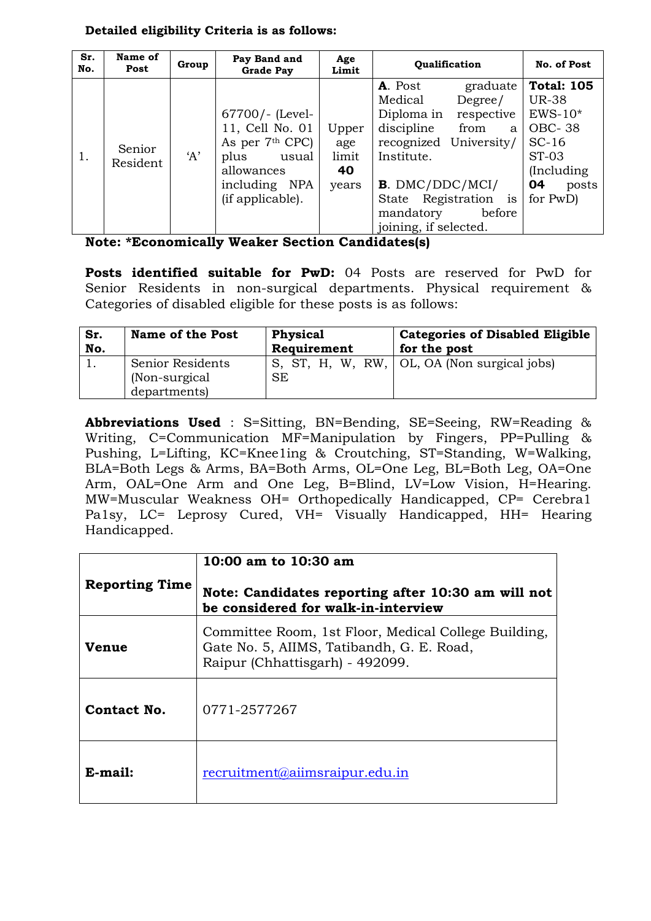**Detailed eligibility Criteria is as follows:**

| Sr. No. | Name of Post | Group | Pay Band and Grade Pay | Age Limit | Qualification | No. of Post |
|---|---|---|---|---|---|---|
| 1. | Senior Resident | 'A' | 67700/- (Level-11, Cell No. 01 As per 7th CPC) plus usual allowances including NPA (if applicable). | Upper age limit **40** years | **A**. Post graduate Medical Degree/ Diploma in respective discipline from a recognized University/ Institute.<br><br>**B**. DMC/DDC/MCI/ State Registration is mandatory before joining, if selected. | **Total: 105**<br>UR-38<br>EWS-10*<br>OBC- 38<br>SC-16<br>ST-03<br>(Including **04** posts for PwD) |

**Note: *Economically Weaker Section Candidates(s)**

**Posts identified suitable for PwD:** 04 Posts are reserved for PwD for Senior Residents in non-surgical departments. Physical requirement & Categories of disabled eligible for these posts is as follows:

| Sr. No. | Name of the Post | Physical Requirement | Categories of Disabled Eligible for the post |
|---|---|---|---|
| 1. | Senior Residents (Non-surgical departments) | S, ST, H, W, RW, SE | OL, OA (Non surgical jobs) |

**Abbreviations Used** : S=Sitting, BN=Bending, SE=Seeing, RW=Reading & Writing, C=Communication MF=Manipulation by Fingers, PP=Pulling & Pushing, L=Lifting, KC=Knee1ing & Croutching, ST=Standing, W=Walking, BLA=Both Legs & Arms, BA=Both Arms, OL=One Leg, BL=Both Leg, OA=One Arm, OAL=One Arm and One Leg, B=Blind, LV=Low Vision, H=Hearing. MW=Muscular Weakness OH= Orthopedically Handicapped, CP= Cerebra1 Pa1sy, LC= Leprosy Cured, VH= Visually Handicapped, HH= Hearing Handicapped.

| | |
|---|---|
| **Reporting Time** | **10:00 am to 10:30 am**<br><br>**Note: Candidates reporting after 10:30 am will not be considered for walk-in-interview** |
| **Venue** | Committee Room, 1st Floor, Medical College Building, Gate No. 5, AIIMS, Tatibandh, G. E. Road, Raipur (Chhattisgarh) - 492099. |
| **Contact No.** | 0771-2577267 |
| **E-mail:** | recruitment@aiimsraipur.edu.in |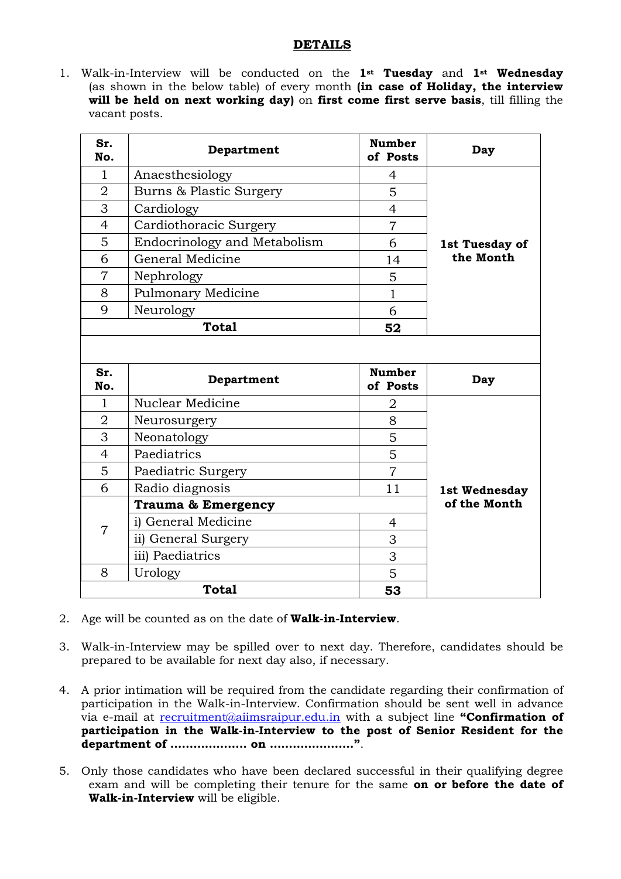## DETAILS

1. Walk-in-Interview will be conducted on the **1st Tuesday** and **1st Wednesday** (as shown in the below table) of every month **(in case of Holiday, the interview will be held on next working day)** on **first come first serve basis**, till filling the vacant posts.

| Sr. No. | Department | Number of Posts | Day |
|---|---|---|---|
| 1 | Anaesthesiology | 4 | 1st Tuesday of the Month |
| 2 | Burns & Plastic Surgery | 5 | |
| 3 | Cardiology | 4 | |
| 4 | Cardiothoracic Surgery | 7 | |
| 5 | Endocrinology and Metabolism | 6 | |
| 6 | General Medicine | 14 | |
| 7 | Nephrology | 5 | |
| 8 | Pulmonary Medicine | 1 | |
| 9 | Neurology | 6 | |
| **Total** | | **52** | |

| Sr. No. | Department | Number of Posts | Day |
|---|---|---|---|
| 1 | Nuclear Medicine | 2 | 1st Wednesday of the Month |
| 2 | Neurosurgery | 8 | |
| 3 | Neonatology | 5 | |
| 4 | Paediatrics | 5 | |
| 5 | Paediatric Surgery | 7 | |
| 6 | Radio diagnosis | 11 | |
| 7 | **Trauma & Emergency** | | |
| | i) General Medicine | 4 | |
| | ii) General Surgery | 3 | |
| | iii) Paediatrics | 3 | |
| 8 | Urology | 5 | |
| **Total** | | **53** | |

2. Age will be counted as on the date of **Walk-in-Interview**.

3. Walk-in-Interview may be spilled over to next day. Therefore, candidates should be prepared to be available for next day also, if necessary.

4. A prior intimation will be required from the candidate regarding their confirmation of participation in the Walk-in-Interview. Confirmation should be sent well in advance via e-mail at recruitment@aiimsraipur.edu.in with a subject line **"Confirmation of participation in the Walk-in-Interview to the post of Senior Resident for the department of .................... on ......................"**.

5. Only those candidates who have been declared successful in their qualifying degree exam and will be completing their tenure for the same **on or before the date of Walk-in-Interview** will be eligible.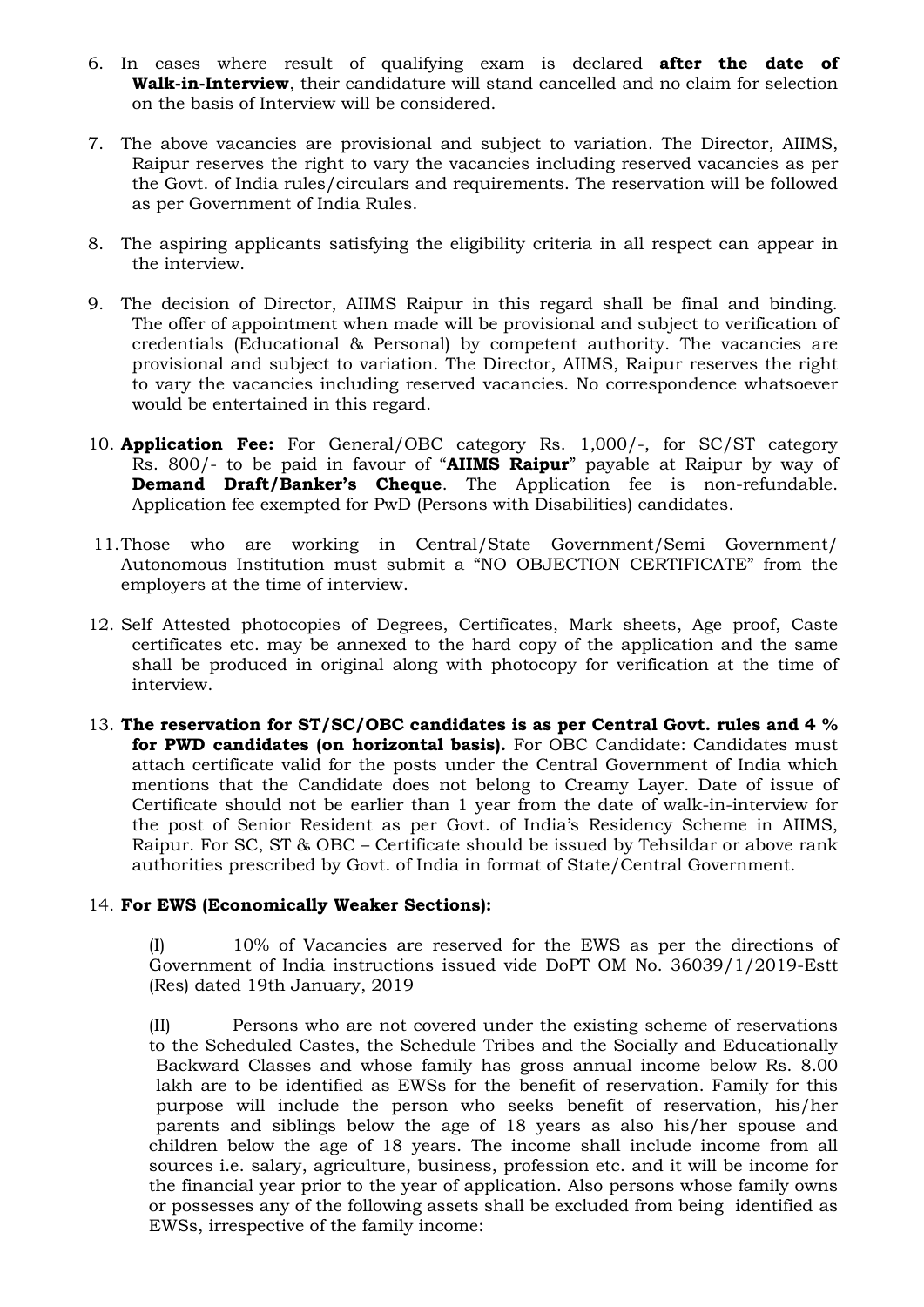6. In cases where result of qualifying exam is declared **after the date of Walk-in-Interview**, their candidature will stand cancelled and no claim for selection on the basis of Interview will be considered.

7. The above vacancies are provisional and subject to variation. The Director, AIIMS, Raipur reserves the right to vary the vacancies including reserved vacancies as per the Govt. of India rules/circulars and requirements. The reservation will be followed as per Government of India Rules.

8. The aspiring applicants satisfying the eligibility criteria in all respect can appear in the interview.

9. The decision of Director, AIIMS Raipur in this regard shall be final and binding. The offer of appointment when made will be provisional and subject to verification of credentials (Educational & Personal) by competent authority. The vacancies are provisional and subject to variation. The Director, AIIMS, Raipur reserves the right to vary the vacancies including reserved vacancies. No correspondence whatsoever would be entertained in this regard.

10. **Application Fee:** For General/OBC category Rs. 1,000/-, for SC/ST category Rs. 800/- to be paid in favour of "**AIIMS Raipur**" payable at Raipur by way of **Demand Draft/Banker's Cheque**. The Application fee is non-refundable. Application fee exempted for PwD (Persons with Disabilities) candidates.

11. Those who are working in Central/State Government/Semi Government/ Autonomous Institution must submit a "NO OBJECTION CERTIFICATE" from the employers at the time of interview.

12. Self Attested photocopies of Degrees, Certificates, Mark sheets, Age proof, Caste certificates etc. may be annexed to the hard copy of the application and the same shall be produced in original along with photocopy for verification at the time of interview.

13. **The reservation for ST/SC/OBC candidates is as per Central Govt. rules and 4 % for PWD candidates (on horizontal basis).** For OBC Candidate: Candidates must attach certificate valid for the posts under the Central Government of India which mentions that the Candidate does not belong to Creamy Layer. Date of issue of Certificate should not be earlier than 1 year from the date of walk-in-interview for the post of Senior Resident as per Govt. of India's Residency Scheme in AIIMS, Raipur. For SC, ST & OBC – Certificate should be issued by Tehsildar or above rank authorities prescribed by Govt. of India in format of State/Central Government.

14. **For EWS (Economically Weaker Sections):**

    (I) 10% of Vacancies are reserved for the EWS as per the directions of Government of India instructions issued vide DoPT OM No. 36039/1/2019-Estt (Res) dated 19th January, 2019

    (II) Persons who are not covered under the existing scheme of reservations to the Scheduled Castes, the Schedule Tribes and the Socially and Educationally Backward Classes and whose family has gross annual income below Rs. 8.00 lakh are to be identified as EWSs for the benefit of reservation. Family for this purpose will include the person who seeks benefit of reservation, his/her parents and siblings below the age of 18 years as also his/her spouse and children below the age of 18 years. The income shall include income from all sources i.e. salary, agriculture, business, profession etc. and it will be income for the financial year prior to the year of application. Also persons whose family owns or possesses any of the following assets shall be excluded from being identified as EWSs, irrespective of the family income: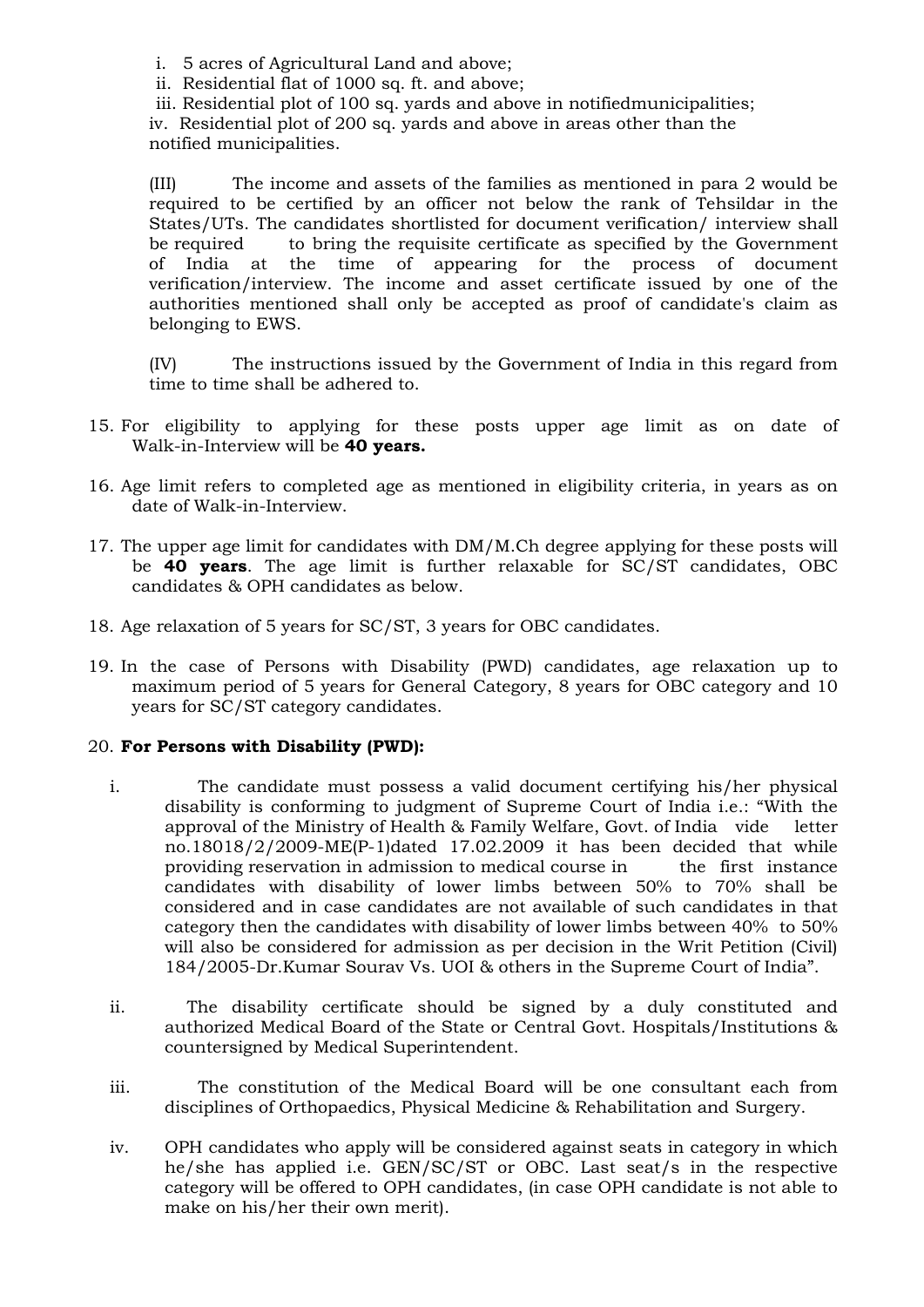i. 5 acres of Agricultural Land and above;
ii. Residential flat of 1000 sq. ft. and above;
iii. Residential plot of 100 sq. yards and above in notifiedmunicipalities;
iv. Residential plot of 200 sq. yards and above in areas other than the notified municipalities.

(III) The income and assets of the families as mentioned in para 2 would be required to be certified by an officer not below the rank of Tehsildar in the States/UTs. The candidates shortlisted for document verification/ interview shall be required to bring the requisite certificate as specified by the Government of India at the time of appearing for the process of document verification/interview. The income and asset certificate issued by one of the authorities mentioned shall only be accepted as proof of candidate's claim as belonging to EWS.

(IV) The instructions issued by the Government of India in this regard from time to time shall be adhered to.

15. For eligibility to applying for these posts upper age limit as on date of Walk-in-Interview will be **40 years.**

16. Age limit refers to completed age as mentioned in eligibility criteria, in years as on date of Walk-in-Interview.

17. The upper age limit for candidates with DM/M.Ch degree applying for these posts will be **40 years**. The age limit is further relaxable for SC/ST candidates, OBC candidates & OPH candidates as below.

18. Age relaxation of 5 years for SC/ST, 3 years for OBC candidates.

19. In the case of Persons with Disability (PWD) candidates, age relaxation up to maximum period of 5 years for General Category, 8 years for OBC category and 10 years for SC/ST category candidates.

20. **For Persons with Disability (PWD):**

i. The candidate must possess a valid document certifying his/her physical disability is conforming to judgment of Supreme Court of India i.e.: "With the approval of the Ministry of Health & Family Welfare, Govt. of India vide letter no.18018/2/2009-ME(P-1)dated 17.02.2009 it has been decided that while providing reservation in admission to medical course in the first instance candidates with disability of lower limbs between 50% to 70% shall be considered and in case candidates are not available of such candidates in that category then the candidates with disability of lower limbs between 40% to 50% will also be considered for admission as per decision in the Writ Petition (Civil) 184/2005-Dr.Kumar Sourav Vs. UOI & others in the Supreme Court of India".

ii. The disability certificate should be signed by a duly constituted and authorized Medical Board of the State or Central Govt. Hospitals/Institutions & countersigned by Medical Superintendent.

iii. The constitution of the Medical Board will be one consultant each from disciplines of Orthopaedics, Physical Medicine & Rehabilitation and Surgery.

iv. OPH candidates who apply will be considered against seats in category in which he/she has applied i.e. GEN/SC/ST or OBC. Last seat/s in the respective category will be offered to OPH candidates, (in case OPH candidate is not able to make on his/her their own merit).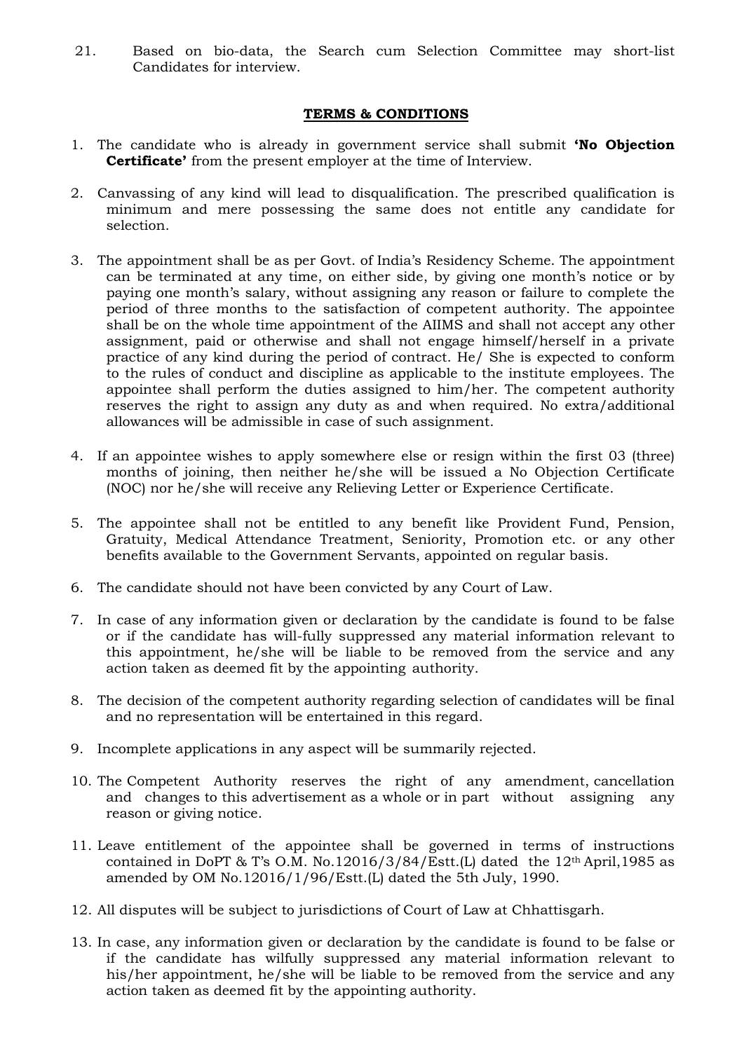21. Based on bio-data, the Search cum Selection Committee may short-list Candidates for interview.

## TERMS & CONDITIONS

1. The candidate who is already in government service shall submit **'No Objection Certificate'** from the present employer at the time of Interview.

2. Canvassing of any kind will lead to disqualification. The prescribed qualification is minimum and mere possessing the same does not entitle any candidate for selection.

3. The appointment shall be as per Govt. of India's Residency Scheme. The appointment can be terminated at any time, on either side, by giving one month's notice or by paying one month's salary, without assigning any reason or failure to complete the period of three months to the satisfaction of competent authority. The appointee shall be on the whole time appointment of the AIIMS and shall not accept any other assignment, paid or otherwise and shall not engage himself/herself in a private practice of any kind during the period of contract. He/ She is expected to conform to the rules of conduct and discipline as applicable to the institute employees. The appointee shall perform the duties assigned to him/her. The competent authority reserves the right to assign any duty as and when required. No extra/additional allowances will be admissible in case of such assignment.

4. If an appointee wishes to apply somewhere else or resign within the first 03 (three) months of joining, then neither he/she will be issued a No Objection Certificate (NOC) nor he/she will receive any Relieving Letter or Experience Certificate.

5. The appointee shall not be entitled to any benefit like Provident Fund, Pension, Gratuity, Medical Attendance Treatment, Seniority, Promotion etc. or any other benefits available to the Government Servants, appointed on regular basis.

6. The candidate should not have been convicted by any Court of Law.

7. In case of any information given or declaration by the candidate is found to be false or if the candidate has will-fully suppressed any material information relevant to this appointment, he/she will be liable to be removed from the service and any action taken as deemed fit by the appointing authority.

8. The decision of the competent authority regarding selection of candidates will be final and no representation will be entertained in this regard.

9. Incomplete applications in any aspect will be summarily rejected.

10. The Competent Authority reserves the right of any amendment, cancellation and changes to this advertisement as a whole or in part without assigning any reason or giving notice.

11. Leave entitlement of the appointee shall be governed in terms of instructions contained in DoPT & T's O.M. No.12016/3/84/Estt.(L) dated the 12th April,1985 as amended by OM No.12016/1/96/Estt.(L) dated the 5th July, 1990.

12. All disputes will be subject to jurisdictions of Court of Law at Chhattisgarh.

13. In case, any information given or declaration by the candidate is found to be false or if the candidate has wilfully suppressed any material information relevant to his/her appointment, he/she will be liable to be removed from the service and any action taken as deemed fit by the appointing authority.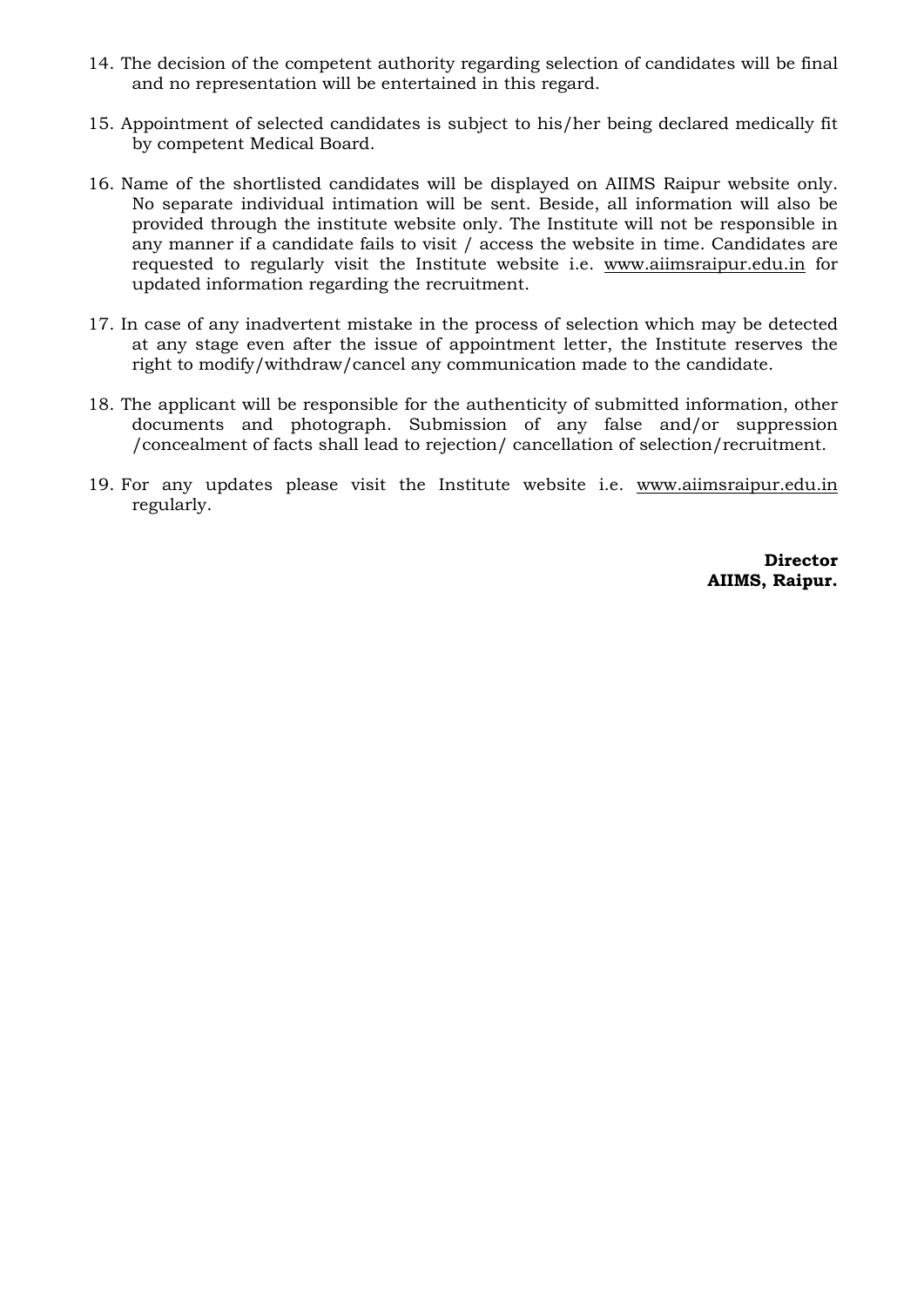14. The decision of the competent authority regarding selection of candidates will be final and no representation will be entertained in this regard.

15. Appointment of selected candidates is subject to his/her being declared medically fit by competent Medical Board.

16. Name of the shortlisted candidates will be displayed on AIIMS Raipur website only. No separate individual intimation will be sent. Beside, all information will also be provided through the institute website only. The Institute will not be responsible in any manner if a candidate fails to visit / access the website in time. Candidates are requested to regularly visit the Institute website i.e. www.aiimsraipur.edu.in for updated information regarding the recruitment.

17. In case of any inadvertent mistake in the process of selection which may be detected at any stage even after the issue of appointment letter, the Institute reserves the right to modify/withdraw/cancel any communication made to the candidate.

18. The applicant will be responsible for the authenticity of submitted information, other documents and photograph. Submission of any false and/or suppression /concealment of facts shall lead to rejection/ cancellation of selection/recruitment.

19. For any updates please visit the Institute website i.e. www.aiimsraipur.edu.in regularly.

**Director**
**AIIMS, Raipur.**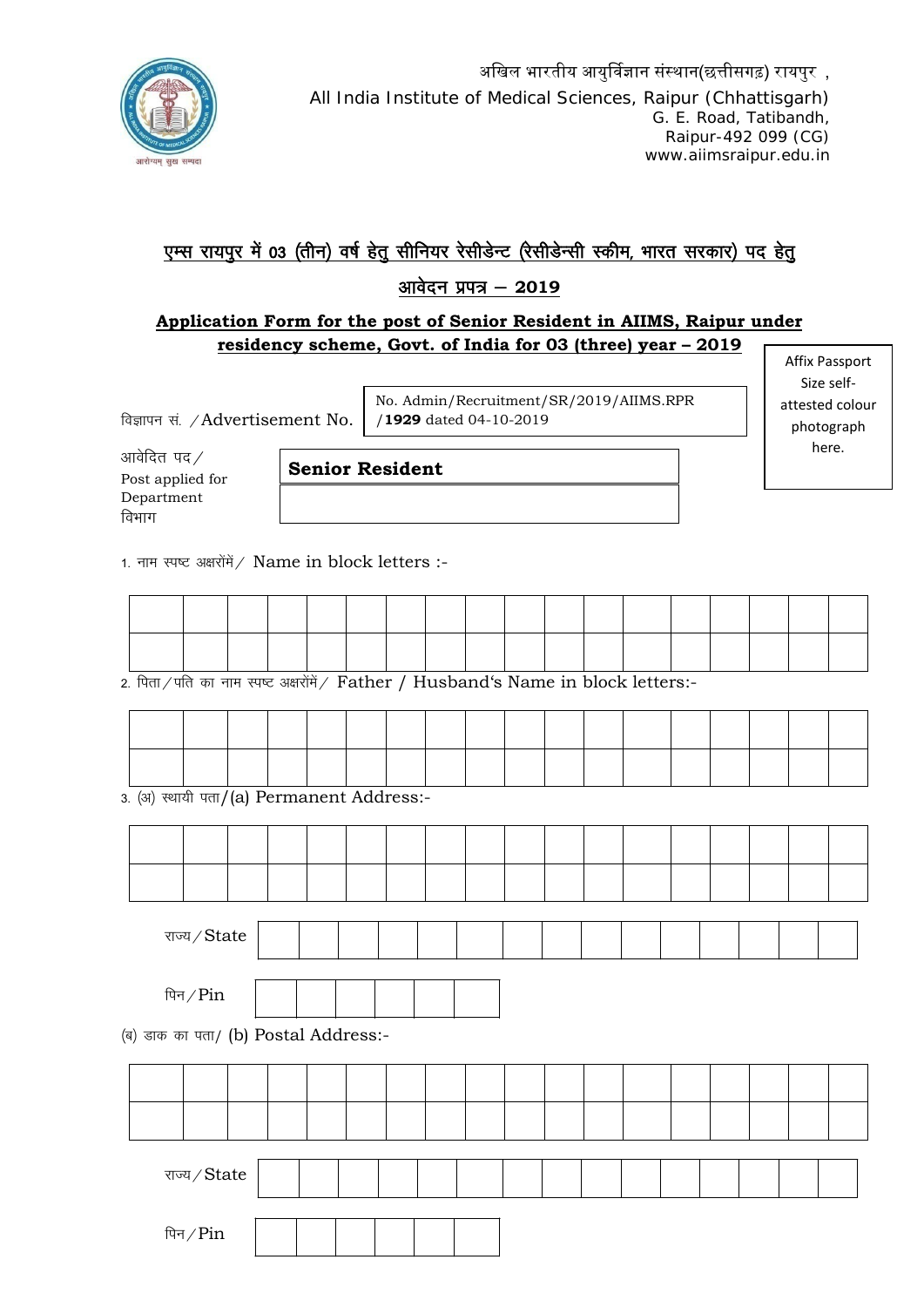अखिल भारतीय आयुर्विज्ञान संस्थान(छत्तीसगढ़) रायपुर ,
All India Institute of Medical Sciences, Raipur (Chhattisgarh)
G. E. Road, Tatibandh,
Raipur-492 099 (CG)
www.aiimsraipur.edu.in

## एम्स रायपुर में 03 (तीन) वर्ष हेतु सीनियर रेसीडेन्ट (रेसीडेन्सी स्कीम, भारत सरकार) पद हेतु आवेदन प्रपत्र – 2019

## Application Form for the post of Senior Resident in AIIMS, Raipur under residency scheme, Govt. of India for 03 (three) year – 2019

Affix Passport Size self-attested colour photograph here.

विज्ञापन सं. /Advertisement No. No. Admin/Recruitment/SR/2019/AIIMS.RPR /**1929** dated 04-10-2019

आवेदित पद / Post applied for: **Senior Resident**

Department विभाग: ____________________

1. नाम स्पष्ट अक्षरोंमें / Name in block letters :-

| | | | | | | | | | | | | | | | | | |
|---|---|---|---|---|---|---|---|---|---|---|---|---|---|---|---|---|---|
| | | | | | | | | | | | | | | | | | |

2. पिता / पति का नाम स्पष्ट अक्षरोंमें / Father / Husband's Name in block letters:-

| | | | | | | | | | | | | | | | | | |
|---|---|---|---|---|---|---|---|---|---|---|---|---|---|---|---|---|---|
| | | | | | | | | | | | | | | | | | |

3. (अ) स्थायी पता/(a) Permanent Address:-

| | | | | | | | | | | | | | | | | | |
|---|---|---|---|---|---|---|---|---|---|---|---|---|---|---|---|---|---|
| | | | | | | | | | | | | | | | | | |

राज्य / State

| | | | | | | | | | | | | | | |
|---|---|---|---|---|---|---|---|---|---|---|---|---|---|---|

पिन / Pin

| | | | | | |
|---|---|---|---|---|---|

(ब) डाक का पता/ (b) Postal Address:-

| | | | | | | | | | | | | | | | | | |
|---|---|---|---|---|---|---|---|---|---|---|---|---|---|---|---|---|---|
| | | | | | | | | | | | | | | | | | |

राज्य / State

| | | | | | | | | | | | | | | |
|---|---|---|---|---|---|---|---|---|---|---|---|---|---|---|

पिन / Pin

| | | | | | |
|---|---|---|---|---|---|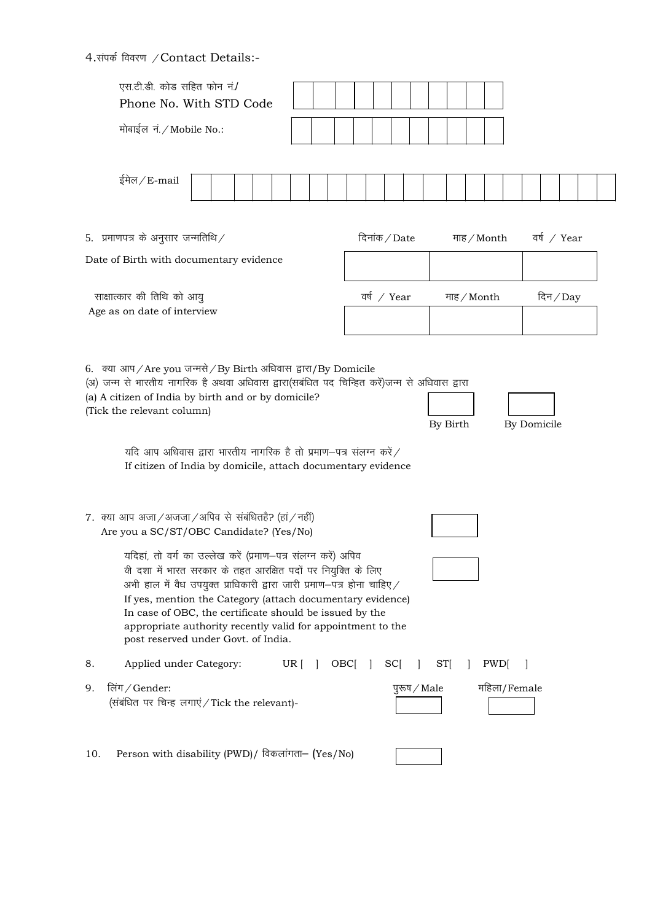4.संपर्क विवरण /Contact Details:-

एस.टी.डी. कोड सहित फोन नं./
Phone No. With STD Code

| | | | | | | | | | | |
|---|---|---|---|---|---|---|---|---|---|---|
| | | | | | | | | | | |

मोबाईल नं./Mobile No.:

| | | | | | | | | | | |
|---|---|---|---|---|---|---|---|---|---|---|
| | | | | | | | | | | |

ईमेल/E-mail

| | | | | | | | | | | | | | | | | | | | | | |
|---|---|---|---|---|---|---|---|---|---|---|---|---|---|---|---|---|---|---|---|---|---|
| | | | | | | | | | | | | | | | | | | | | | |

5. प्रमाणपत्र के अनुसार जन्मतिथि/
Date of Birth with documentary evidence

| दिनांक/Date | माह/Month | वर्ष / Year |
|---|---|---|
| | | |

साक्षात्कार की तिथि को आयु
Age as on date of interview

| वर्ष / Year | माह/Month | दिन/Day |
|---|---|---|
| | | |

6. क्या आप/Are you जन्मसे/By Birth अधिवास द्वारा/By Domicile
(अ) जन्म से भारतीय नागरिक है अथवा अधिवास द्वारा(सबंधित पद चिन्हित करें)जन्म से अधिवास द्वारा
(a) A citizen of India by birth and or by domicile?
(Tick the relevant column)

| By Birth | By Domicile |
|---|---|
| | |

यदि आप अधिवास द्वारा भारतीय नागरिक है तो प्रमाण–पत्र संलग्न करें/
If citizen of India by domicile, attach documentary evidence

7. क्या आप अजा/अजजा/अपिव से संबंधितहै? (हां/नहीं)
Are you a SC/ST/OBC Candidate? (Yes/No) [ ]

यदिहां, तो वर्ग का उल्लेख करें (प्रमाण–पत्र संलग्न करें) अपिव
वी दशा में भारत सरकार के तहत आरक्षित पदों पर नियुक्ति के लिए
अभी हाल में वैध उपयुक्त प्राधिकारी द्वारा जारी प्रमाण–पत्र होना चाहिए/
If yes, mention the Category (attach documentary evidence)
In case of OBC, the certificate should be issued by the appropriate authority recently valid for appointment to the post reserved under Govt. of India. [ ]

8. Applied under Category: UR [ ] OBC[ ] SC[ ] ST[ ] PWD[ ]

9. लिंग/Gender:
(संबंधित पर चिन्ह लगाएं/Tick the relevant)-

| पुरूष/Male | महिला/Female |
|---|---|
| | |

10. Person with disability (PWD)/ विकलांगता– (Yes/No) [ ]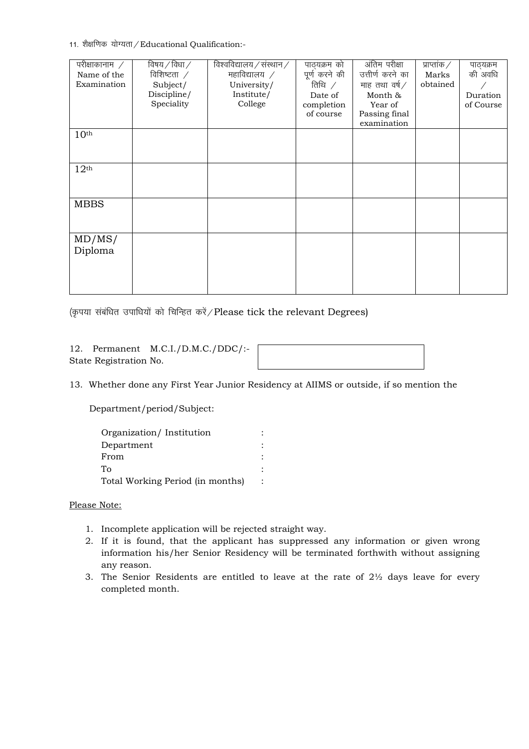11. शैक्षणिक योग्यता / Educational Qualification:-

| परीक्षाकानाम / Name of the Examination | विषय / विधा / विशिष्टता / Subject/ Discipline/ Speciality | विश्वविद्यालय / संस्थान / महाविद्यालय / University/ Institute/ College | पाठ्यक्रम को पूर्ण करने की तिथि / Date of completion of course | अंतिम परीक्षा उत्तीर्ण करने का माह तथा वर्ष / Month & Year of Passing final examination | प्राप्तांक / Marks obtained | पाठ्यक्रम की अवधि / Duration of Course |
|---|---|---|---|---|---|---|
| 10th | | | | | | |
| 12th | | | | | | |
| MBBS | | | | | | |
| MD/MS/ Diploma | | | | | | |

(कृपया संबंधित उपाधियों को चिन्हित करें / Please tick the relevant Degrees)

12. Permanent M.C.I./D.M.C./DDC/:- State Registration No.

13. Whether done any First Year Junior Residency at AIIMS or outside, if so mention the Department/period/Subject:

Organization/ Institution :
Department :
From :
To :
Total Working Period (in months) :

Please Note:

1. Incomplete application will be rejected straight way.
2. If it is found, that the applicant has suppressed any information or given wrong information his/her Senior Residency will be terminated forthwith without assigning any reason.
3. The Senior Residents are entitled to leave at the rate of 2½ days leave for every completed month.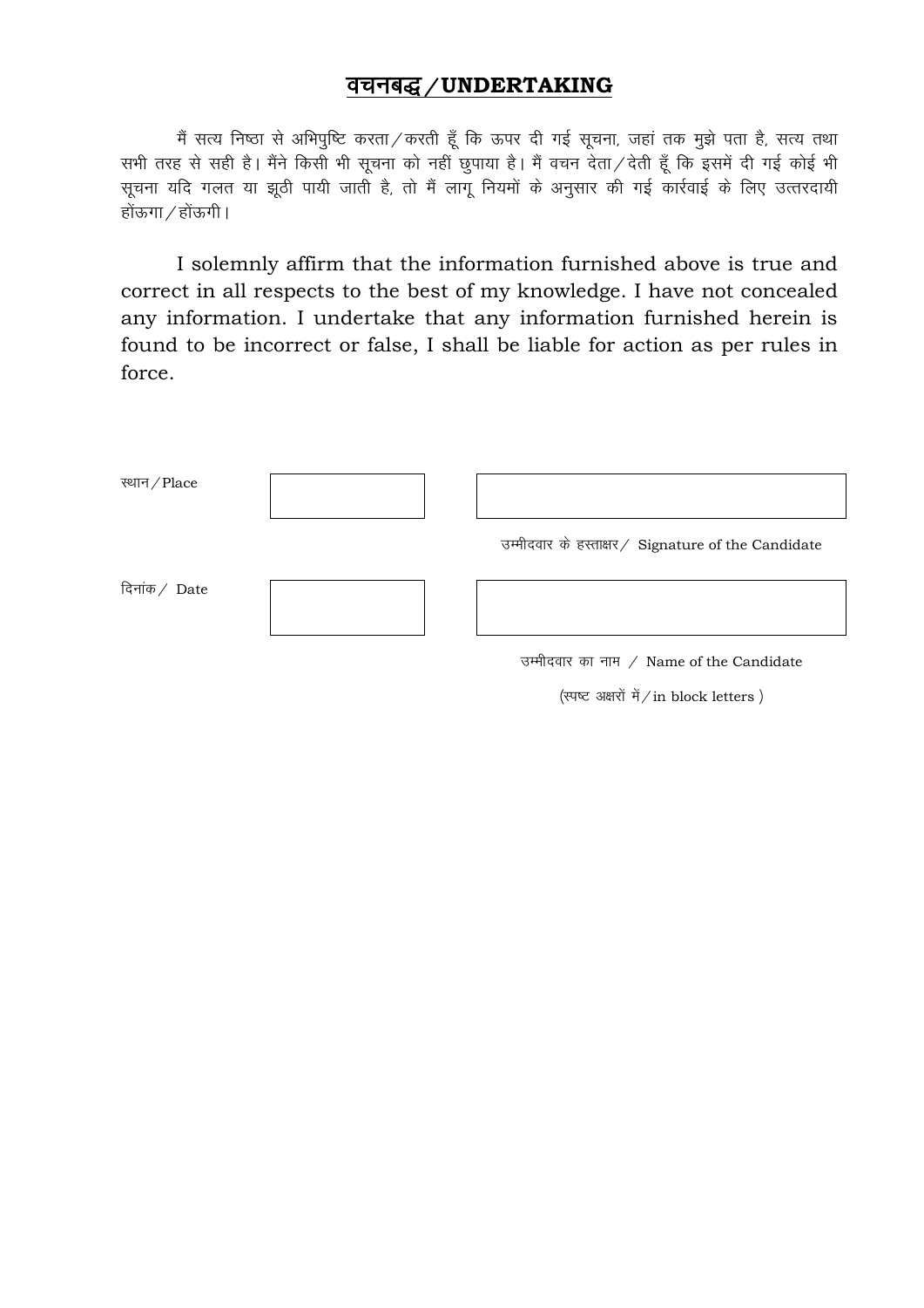## वचनबद्ध / UNDERTAKING

मैं सत्य निष्ठा से अभिपुष्टि करता / करती हूँ कि ऊपर दी गई सूचना, जहां तक मुझे पता है, सत्य तथा सभी तरह से सही है। मैंने किसी भी सूचना को नहीं छुपाया है। मैं वचन देता / देती हूँ कि इसमें दी गई कोई भी सूचना यदि गलत या झूठी पायी जाती है, तो मैं लागू नियमों के अनुसार की गई कार्रवाई के लिए उत्तरदायी होंऊगा / होंऊगी।

I solemnly affirm that the information furnished above is true and correct in all respects to the best of my knowledge. I have not concealed any information. I undertake that any information furnished herein is found to be incorrect or false, I shall be liable for action as per rules in force.

| | | |
|---|---|---|
| स्थान / Place | | |
| | | उम्मीदवार के हस्ताक्षर / Signature of the Candidate |
| दिनांक / Date | | |
| | | उम्मीदवार का नाम / Name of the Candidate (स्पष्ट अक्षरों में / in block letters ) |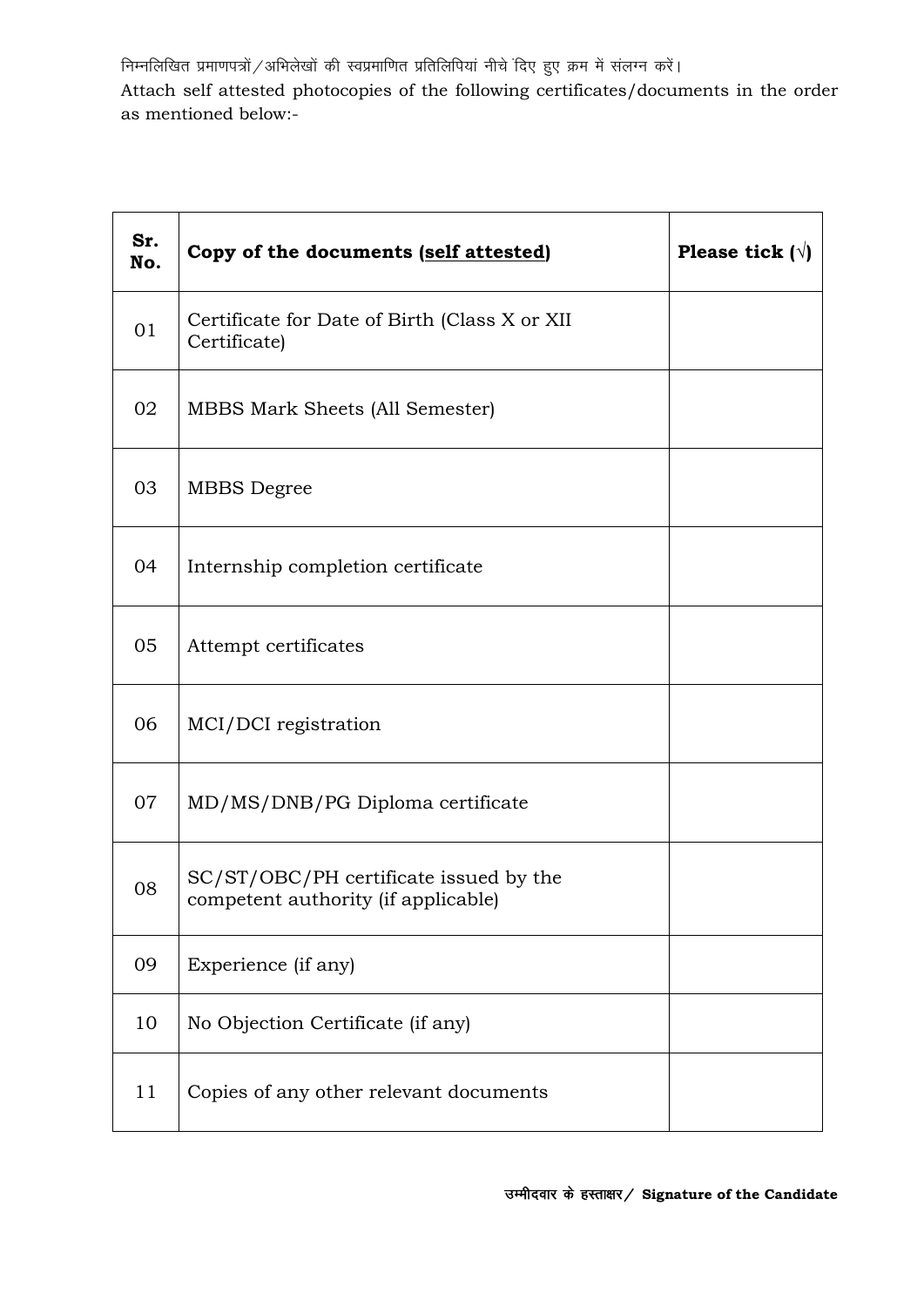निम्नलिखित प्रमाणपत्रों/अभिलेखों की स्वप्रमाणित प्रतिलिपियां नीचे दिए हुए क्रम में संलग्न करें।
Attach self attested photocopies of the following certificates/documents in the order as mentioned below:-

| Sr. No. | Copy of the documents (self attested) | Please tick (√) |
|---|---|---|
| 01 | Certificate for Date of Birth (Class X or XII Certificate) | |
| 02 | MBBS Mark Sheets (All Semester) | |
| 03 | MBBS Degree | |
| 04 | Internship completion certificate | |
| 05 | Attempt certificates | |
| 06 | MCI/DCI registration | |
| 07 | MD/MS/DNB/PG Diploma certificate | |
| 08 | SC/ST/OBC/PH certificate issued by the competent authority (if applicable) | |
| 09 | Experience (if any) | |
| 10 | No Objection Certificate (if any) | |
| 11 | Copies of any other relevant documents | |

**उम्मीदवार के हस्ताक्षर/ Signature of the Candidate**